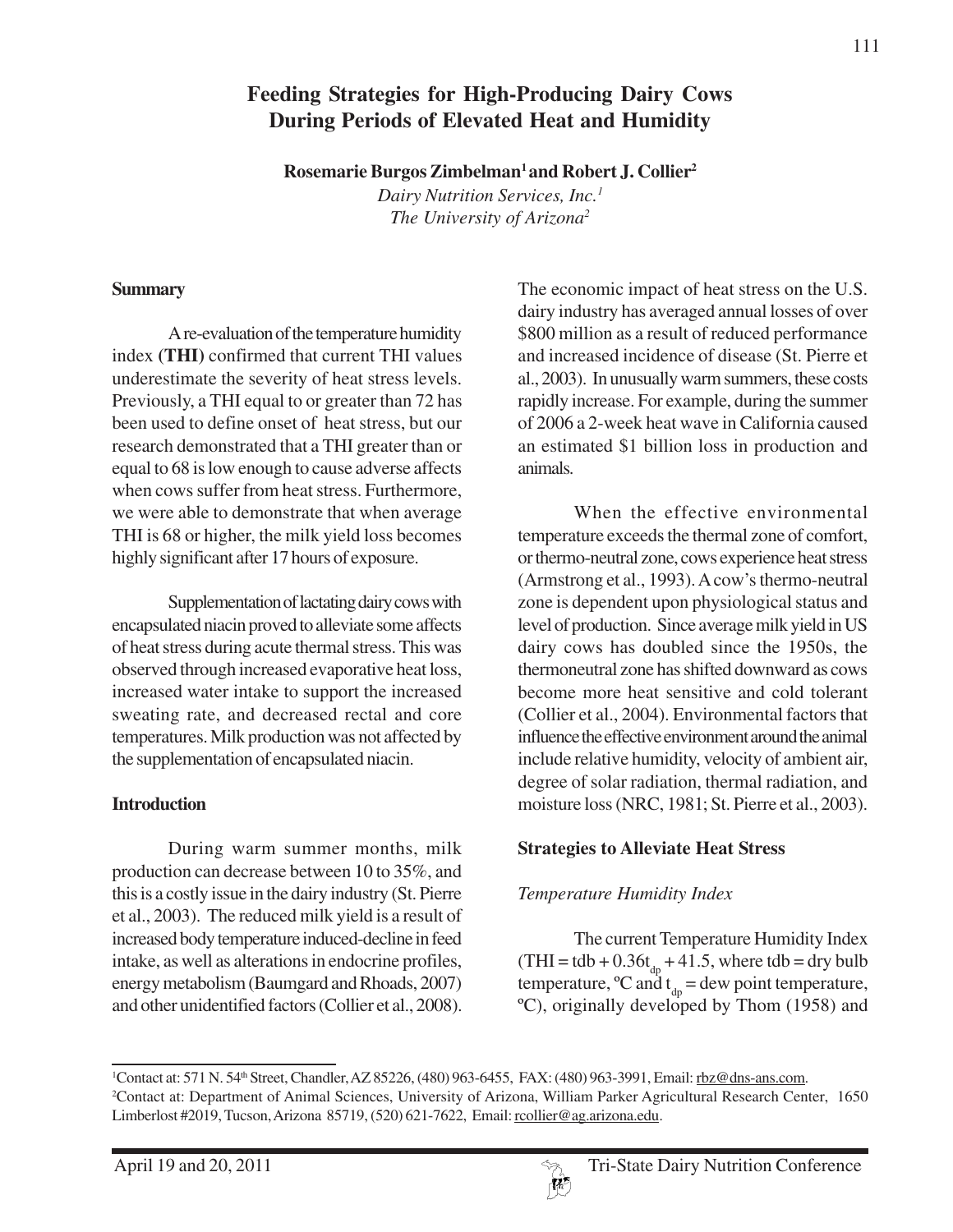# Feeding Strategies for High-Producing Dairy Cows During Periods of Elevated Heat and Humidity

**Rosemarie Burgos Zimbelman[1] and Robert J. Collier[2]**

*Dairy Nutrition Services, Inc.[1]*
*The University of Arizona[2]*

## Summary

A re-evaluation of the temperature humidity index **(THI)** confirmed that current THI values underestimate the severity of heat stress levels. Previously, a THI equal to or greater than 72 has been used to define onset of heat stress, but our research demonstrated that a THI greater than or equal to 68 is low enough to cause adverse affects when cows suffer from heat stress. Furthermore, we were able to demonstrate that when average THI is 68 or higher, the milk yield loss becomes highly significant after 17 hours of exposure.

Supplementation of lactating dairy cows with encapsulated niacin proved to alleviate some affects of heat stress during acute thermal stress. This was observed through increased evaporative heat loss, increased water intake to support the increased sweating rate, and decreased rectal and core temperatures. Milk production was not affected by the supplementation of encapsulated niacin.

## Introduction

During warm summer months, milk production can decrease between 10 to 35%, and this is a costly issue in the dairy industry (St. Pierre et al., 2003). The reduced milk yield is a result of increased body temperature induced-decline in feed intake, as well as alterations in endocrine profiles, energy metabolism (Baumgard and Rhoads, 2007) and other unidentified factors (Collier et al., 2008). The economic impact of heat stress on the U.S. dairy industry has averaged annual losses of over \$800 million as a result of reduced performance and increased incidence of disease (St. Pierre et al., 2003). In unusually warm summers, these costs rapidly increase. For example, during the summer of 2006 a 2-week heat wave in California caused an estimated \$1 billion loss in production and animals.

When the effective environmental temperature exceeds the thermal zone of comfort, or thermo-neutral zone, cows experience heat stress (Armstrong et al., 1993). A cow's thermo-neutral zone is dependent upon physiological status and level of production. Since average milk yield in US dairy cows has doubled since the 1950s, the thermoneutral zone has shifted downward as cows become more heat sensitive and cold tolerant (Collier et al., 2004). Environmental factors that influence the effective environment around the animal include relative humidity, velocity of ambient air, degree of solar radiation, thermal radiation, and moisture loss (NRC, 1981; St. Pierre et al., 2003).

## Strategies to Alleviate Heat Stress

### *Temperature Humidity Index*

The current Temperature Humidity Index ($THI = tdb + 0.36t_{dp} + 41.5$, where tdb = dry bulb temperature, ºC and $t_{dp}$ = dew point temperature, ºC), originally developed by Thom (1958) and

---

[1] Contact at: 571 N. 54th Street, Chandler, AZ 85226, (480) 963-6455, FAX: (480) 963-3991, Email: rbz@dns-ans.com.

[2] Contact at: Department of Animal Sciences, University of Arizona, William Parker Agricultural Research Center, 1650 Limberlost #2019, Tucson, Arizona 85719, (520) 621-7622, Email: rcollier@ag.arizona.edu.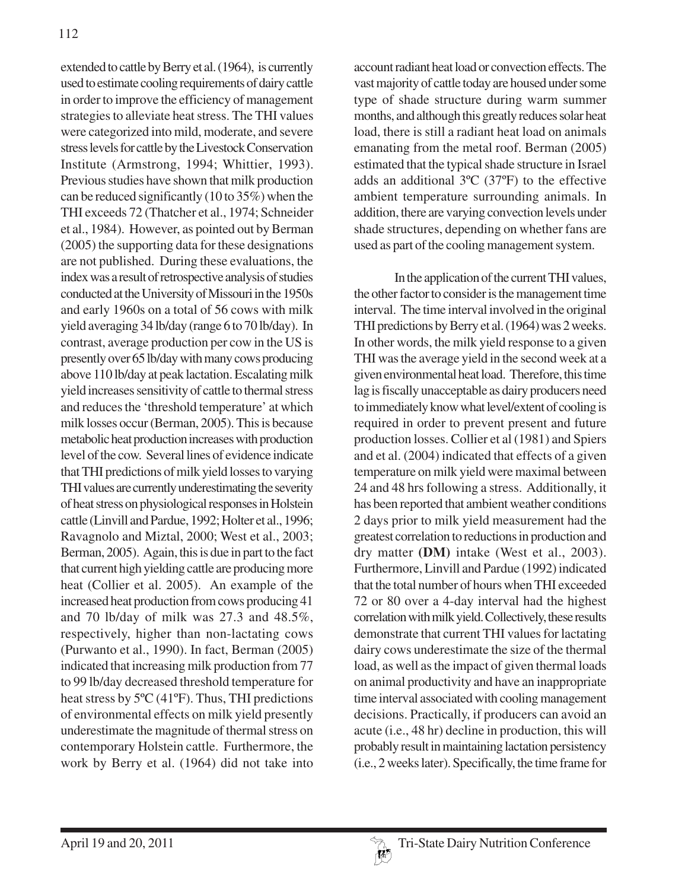extended to cattle by Berry et al. (1964), is currently used to estimate cooling requirements of dairy cattle in order to improve the efficiency of management strategies to alleviate heat stress. The THI values were categorized into mild, moderate, and severe stress levels for cattle by the Livestock Conservation Institute (Armstrong, 1994; Whittier, 1993). Previous studies have shown that milk production can be reduced significantly (10 to 35%) when the THI exceeds 72 (Thatcher et al., 1974; Schneider et al., 1984). However, as pointed out by Berman (2005) the supporting data for these designations are not published. During these evaluations, the index was a result of retrospective analysis of studies conducted at the University of Missouri in the 1950s and early 1960s on a total of 56 cows with milk yield averaging 34 lb/day (range 6 to 70 lb/day). In contrast, average production per cow in the US is presently over 65 lb/day with many cows producing above 110 lb/day at peak lactation. Escalating milk yield increases sensitivity of cattle to thermal stress and reduces the 'threshold temperature' at which milk losses occur (Berman, 2005). This is because metabolic heat production increases with production level of the cow. Several lines of evidence indicate that THI predictions of milk yield losses to varying THI values are currently underestimating the severity of heat stress on physiological responses in Holstein cattle (Linvill and Pardue, 1992; Holter et al., 1996; Ravagnolo and Miztal, 2000; West et al., 2003; Berman, 2005). Again, this is due in part to the fact that current high yielding cattle are producing more heat (Collier et al. 2005). An example of the increased heat production from cows producing 41 and 70 lb/day of milk was 27.3 and 48.5%, respectively, higher than non-lactating cows (Purwanto et al., 1990). In fact, Berman (2005) indicated that increasing milk production from 77 to 99 lb/day decreased threshold temperature for heat stress by 5ºC (41ºF). Thus, THI predictions of environmental effects on milk yield presently underestimate the magnitude of thermal stress on contemporary Holstein cattle. Furthermore, the work by Berry et al. (1964) did not take into account radiant heat load or convection effects. The vast majority of cattle today are housed under some type of shade structure during warm summer months, and although this greatly reduces solar heat load, there is still a radiant heat load on animals emanating from the metal roof. Berman (2005) estimated that the typical shade structure in Israel adds an additional 3ºC (37ºF) to the effective ambient temperature surrounding animals. In addition, there are varying convection levels under shade structures, depending on whether fans are used as part of the cooling management system.

In the application of the current THI values, the other factor to consider is the management time interval. The time interval involved in the original THI predictions by Berry et al. (1964) was 2 weeks. In other words, the milk yield response to a given THI was the average yield in the second week at a given environmental heat load. Therefore, this time lag is fiscally unacceptable as dairy producers need to immediately know what level/extent of cooling is required in order to prevent present and future production losses. Collier et al (1981) and Spiers and et al. (2004) indicated that effects of a given temperature on milk yield were maximal between 24 and 48 hrs following a stress. Additionally, it has been reported that ambient weather conditions 2 days prior to milk yield measurement had the greatest correlation to reductions in production and dry matter **(DM)** intake (West et al., 2003). Furthermore, Linvill and Pardue (1992) indicated that the total number of hours when THI exceeded 72 or 80 over a 4-day interval had the highest correlation with milk yield. Collectively, these results demonstrate that current THI values for lactating dairy cows underestimate the size of the thermal load, as well as the impact of given thermal loads on animal productivity and have an inappropriate time interval associated with cooling management decisions. Practically, if producers can avoid an acute (i.e., 48 hr) decline in production, this will probably result in maintaining lactation persistency (i.e., 2 weeks later). Specifically, the time frame for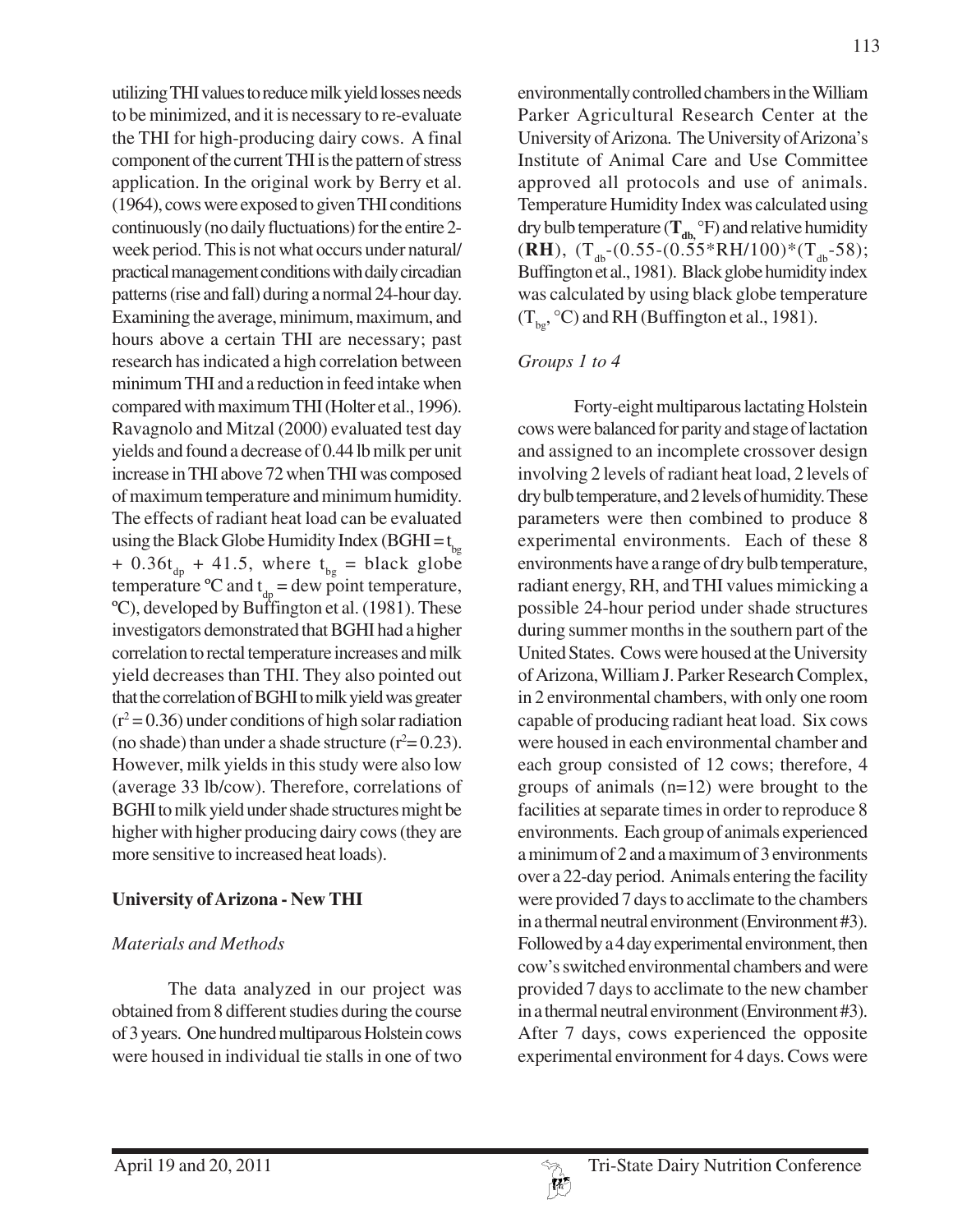utilizing THI values to reduce milk yield losses needs to be minimized, and it is necessary to re-evaluate the THI for high-producing dairy cows. A final component of the current THI is the pattern of stress application. In the original work by Berry et al. (1964), cows were exposed to given THI conditions continuously (no daily fluctuations) for the entire 2-week period. This is not what occurs under natural/practical management conditions with daily circadian patterns (rise and fall) during a normal 24-hour day. Examining the average, minimum, maximum, and hours above a certain THI are necessary; past research has indicated a high correlation between minimum THI and a reduction in feed intake when compared with maximum THI (Holter et al., 1996). Ravagnolo and Mitzal (2000) evaluated test day yields and found a decrease of 0.44 lb milk per unit increase in THI above 72 when THI was composed of maximum temperature and minimum humidity. The effects of radiant heat load can be evaluated using the Black Globe Humidity Index (BGHI = $t_{bg} + 0.36t_{dp} + 41.5$, where $t_{bg}$ = black globe temperature ºC and $t_{dp}$ = dew point temperature, ºC), developed by Buffington et al. (1981). These investigators demonstrated that BGHI had a higher correlation to rectal temperature increases and milk yield decreases than THI. They also pointed out that the correlation of BGHI to milk yield was greater ($r^2 = 0.36$) under conditions of high solar radiation (no shade) than under a shade structure ($r^2 = 0.23$). However, milk yields in this study were also low (average 33 lb/cow). Therefore, correlations of BGHI to milk yield under shade structures might be higher with higher producing dairy cows (they are more sensitive to increased heat loads).

## University of Arizona - New THI

### *Materials and Methods*

The data analyzed in our project was obtained from 8 different studies during the course of 3 years. One hundred multiparous Holstein cows were housed in individual tie stalls in one of two environmentally controlled chambers in the William Parker Agricultural Research Center at the University of Arizona. The University of Arizona's Institute of Animal Care and Use Committee approved all protocols and use of animals. Temperature Humidity Index was calculated using dry bulb temperature (**$T_{db}$**, °F) and relative humidity (**RH**), ($T_{db}$-(0.55-(0.55*RH/100)*($T_{db}$-58); Buffington et al., 1981). Black globe humidity index was calculated by using black globe temperature ($T_{bg}$, °C) and RH (Buffington et al., 1981).

### *Groups 1 to 4*

Forty-eight multiparous lactating Holstein cows were balanced for parity and stage of lactation and assigned to an incomplete crossover design involving 2 levels of radiant heat load, 2 levels of dry bulb temperature, and 2 levels of humidity. These parameters were then combined to produce 8 experimental environments. Each of these 8 environments have a range of dry bulb temperature, radiant energy, RH, and THI values mimicking a possible 24-hour period under shade structures during summer months in the southern part of the United States. Cows were housed at the University of Arizona, William J. Parker Research Complex, in 2 environmental chambers, with only one room capable of producing radiant heat load. Six cows were housed in each environmental chamber and each group consisted of 12 cows; therefore, 4 groups of animals (n=12) were brought to the facilities at separate times in order to reproduce 8 environments. Each group of animals experienced a minimum of 2 and a maximum of 3 environments over a 22-day period. Animals entering the facility were provided 7 days to acclimate to the chambers in a thermal neutral environment (Environment #3). Followed by a 4 day experimental environment, then cow's switched environmental chambers and were provided 7 days to acclimate to the new chamber in a thermal neutral environment (Environment #3). After 7 days, cows experienced the opposite experimental environment for 4 days. Cows were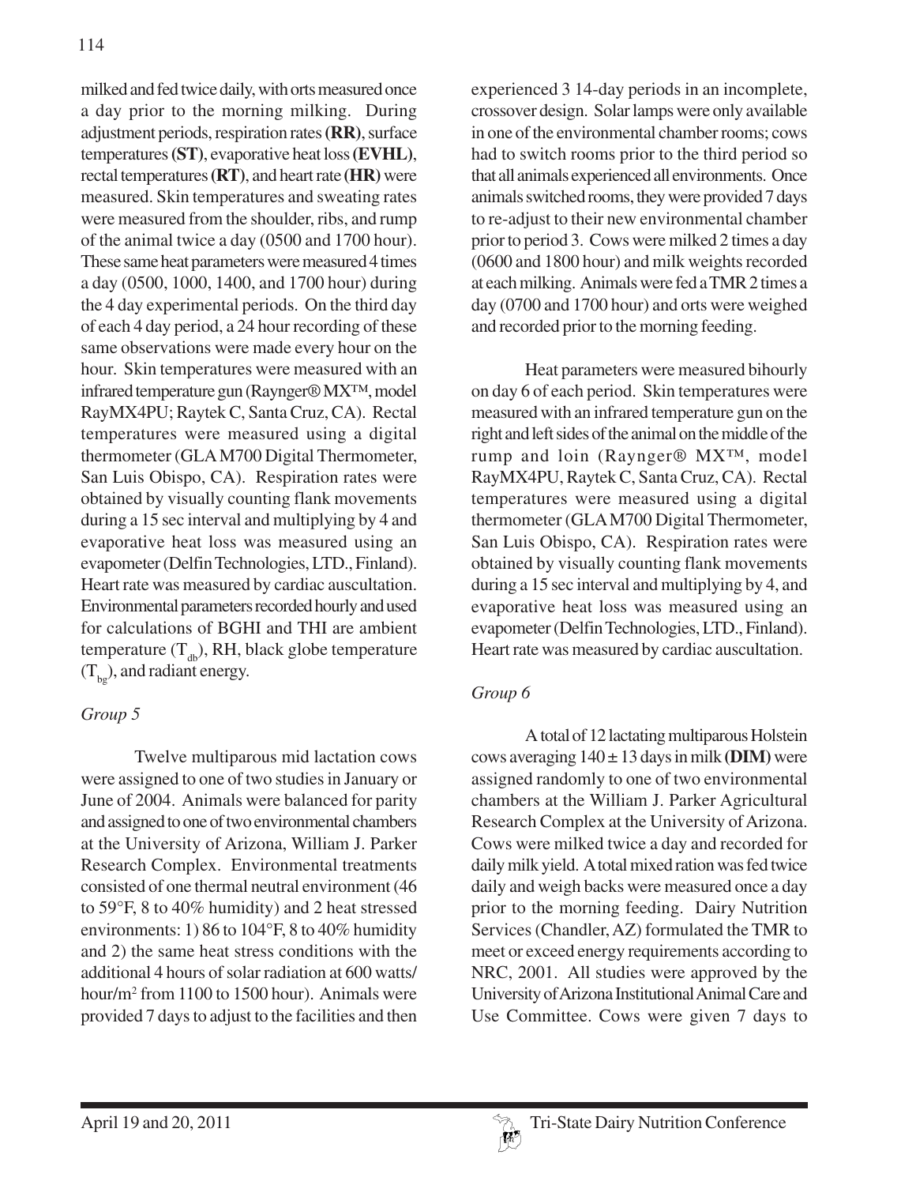milked and fed twice daily, with orts measured once a day prior to the morning milking. During adjustment periods, respiration rates **(RR)**, surface temperatures **(ST)**, evaporative heat loss **(EVHL)**, rectal temperatures **(RT)**, and heart rate **(HR)** were measured. Skin temperatures and sweating rates were measured from the shoulder, ribs, and rump of the animal twice a day (0500 and 1700 hour). These same heat parameters were measured 4 times a day (0500, 1000, 1400, and 1700 hour) during the 4 day experimental periods. On the third day of each 4 day period, a 24 hour recording of these same observations were made every hour on the hour. Skin temperatures were measured with an infrared temperature gun (Raynger® MX™, model RayMX4PU; Raytek C, Santa Cruz, CA). Rectal temperatures were measured using a digital thermometer (GLA M700 Digital Thermometer, San Luis Obispo, CA). Respiration rates were obtained by visually counting flank movements during a 15 sec interval and multiplying by 4 and evaporative heat loss was measured using an evapometer (Delfin Technologies, LTD., Finland). Heart rate was measured by cardiac auscultation. Environmental parameters recorded hourly and used for calculations of BGHI and THI are ambient temperature ($T_{db}$), RH, black globe temperature ($T_{bg}$), and radiant energy.

*Group 5*

Twelve multiparous mid lactation cows were assigned to one of two studies in January or June of 2004. Animals were balanced for parity and assigned to one of two environmental chambers at the University of Arizona, William J. Parker Research Complex. Environmental treatments consisted of one thermal neutral environment (46 to 59°F, 8 to 40% humidity) and 2 heat stressed environments: 1) 86 to 104°F, 8 to 40% humidity and 2) the same heat stress conditions with the additional 4 hours of solar radiation at 600 watts/hour/m$^2$ from 1100 to 1500 hour). Animals were provided 7 days to adjust to the facilities and then experienced 3 14-day periods in an incomplete, crossover design. Solar lamps were only available in one of the environmental chamber rooms; cows had to switch rooms prior to the third period so that all animals experienced all environments. Once animals switched rooms, they were provided 7 days to re-adjust to their new environmental chamber prior to period 3. Cows were milked 2 times a day (0600 and 1800 hour) and milk weights recorded at each milking. Animals were fed a TMR 2 times a day (0700 and 1700 hour) and orts were weighed and recorded prior to the morning feeding.

Heat parameters were measured bihourly on day 6 of each period. Skin temperatures were measured with an infrared temperature gun on the right and left sides of the animal on the middle of the rump and loin (Raynger® MX™, model RayMX4PU, Raytek C, Santa Cruz, CA). Rectal temperatures were measured using a digital thermometer (GLA M700 Digital Thermometer, San Luis Obispo, CA). Respiration rates were obtained by visually counting flank movements during a 15 sec interval and multiplying by 4, and evaporative heat loss was measured using an evapometer (Delfin Technologies, LTD., Finland). Heart rate was measured by cardiac auscultation.

*Group 6*

A total of 12 lactating multiparous Holstein cows averaging 140 ± 13 days in milk **(DIM)** were assigned randomly to one of two environmental chambers at the William J. Parker Agricultural Research Complex at the University of Arizona. Cows were milked twice a day and recorded for daily milk yield. A total mixed ration was fed twice daily and weigh backs were measured once a day prior to the morning feeding. Dairy Nutrition Services (Chandler, AZ) formulated the TMR to meet or exceed energy requirements according to NRC, 2001. All studies were approved by the University of Arizona Institutional Animal Care and Use Committee. Cows were given 7 days to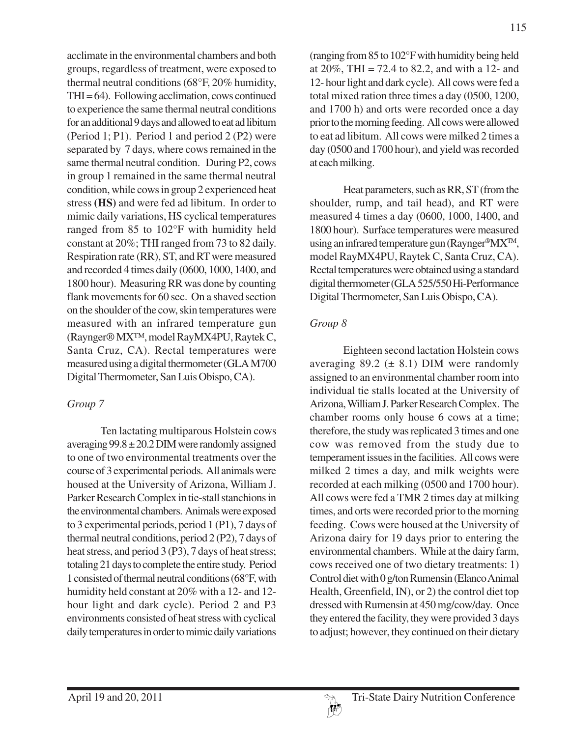acclimate in the environmental chambers and both groups, regardless of treatment, were exposed to thermal neutral conditions (68°F, 20% humidity, THI = 64). Following acclimation, cows continued to experience the same thermal neutral conditions for an additional 9 days and allowed to eat ad libitum (Period 1; P1). Period 1 and period 2 (P2) were separated by 7 days, where cows remained in the same thermal neutral condition. During P2, cows in group 1 remained in the same thermal neutral condition, while cows in group 2 experienced heat stress **(HS)** and were fed ad libitum. In order to mimic daily variations, HS cyclical temperatures ranged from 85 to 102°F with humidity held constant at 20%; THI ranged from 73 to 82 daily. Respiration rate (RR), ST, and RT were measured and recorded 4 times daily (0600, 1000, 1400, and 1800 hour). Measuring RR was done by counting flank movements for 60 sec. On a shaved section on the shoulder of the cow, skin temperatures were measured with an infrared temperature gun (Rayngker® MX™, model RayMX4PU, Raytek C, Santa Cruz, CA). Rectal temperatures were measured using a digital thermometer (GLA M700 Digital Thermometer, San Luis Obispo, CA).

*Group 7*

Ten lactating multiparous Holstein cows averaging 99.8 ± 20.2 DIM were randomly assigned to one of two environmental treatments over the course of 3 experimental periods. All animals were housed at the University of Arizona, William J. Parker Research Complex in tie-stall stanchions in the environmental chambers. Animals were exposed to 3 experimental periods, period 1 (P1), 7 days of thermal neutral conditions, period 2 (P2), 7 days of heat stress, and period 3 (P3), 7 days of heat stress; totaling 21 days to complete the entire study. Period 1 consisted of thermal neutral conditions (68°F, with humidity held constant at 20% with a 12- and 12-hour light and dark cycle). Period 2 and P3 environments consisted of heat stress with cyclical daily temperatures in order to mimic daily variations (ranging from 85 to 102°F with humidity being held at 20%, THI = 72.4 to 82.2, and with a 12- and 12- hour light and dark cycle). All cows were fed a total mixed ration three times a day (0500, 1200, and 1700 h) and orts were recorded once a day prior to the morning feeding. All cows were allowed to eat ad libitum. All cows were milked 2 times a day (0500 and 1700 hour), and yield was recorded at each milking.

Heat parameters, such as RR, ST (from the shoulder, rump, and tail head), and RT were measured 4 times a day (0600, 1000, 1400, and 1800 hour). Surface temperatures were measured using an infrared temperature gun (Rayngker® MX™, model RayMX4PU, Raytek C, Santa Cruz, CA). Rectal temperatures were obtained using a standard digital thermometer (GLA 525/550 Hi-Performance Digital Thermometer, San Luis Obispo, CA).

*Group 8*

Eighteen second lactation Holstein cows averaging 89.2 (± 8.1) DIM were randomly assigned to an environmental chamber room into individual tie stalls located at the University of Arizona, William J. Parker Research Complex. The chamber rooms only house 6 cows at a time; therefore, the study was replicated 3 times and one cow was removed from the study due to temperament issues in the facilities. All cows were milked 2 times a day, and milk weights were recorded at each milking (0500 and 1700 hour). All cows were fed a TMR 2 times day at milking times, and orts were recorded prior to the morning feeding. Cows were housed at the University of Arizona dairy for 19 days prior to entering the environmental chambers. While at the dairy farm, cows received one of two dietary treatments: 1) Control diet with 0 g/ton Rumensin (Elanco Animal Health, Greenfield, IN), or 2) the control diet top dressed with Rumensin at 450 mg/cow/day. Once they entered the facility, they were provided 3 days to adjust; however, they continued on their dietary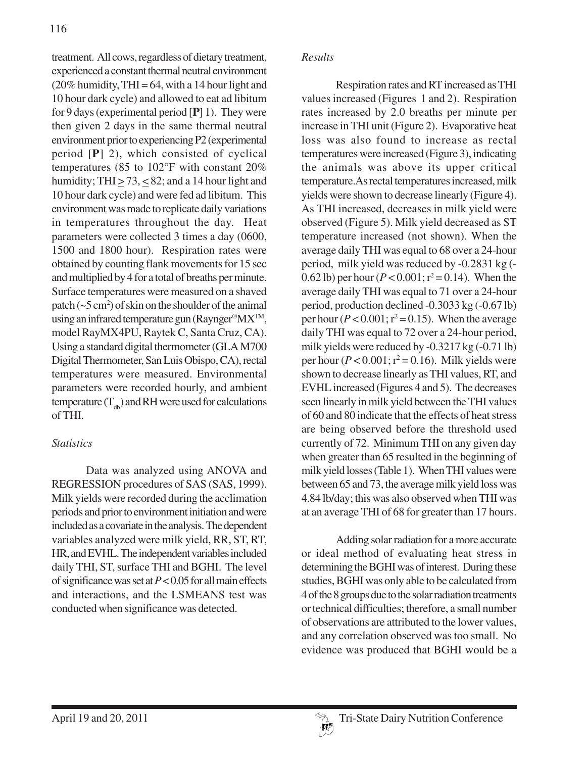treatment. All cows, regardless of dietary treatment, experienced a constant thermal neutral environment (20% humidity, THI = 64, with a 14 hour light and 10 hour dark cycle) and allowed to eat ad libitum for 9 days (experimental period [**P**] 1). They were then given 2 days in the same thermal neutral environment prior to experiencing P2 (experimental period [**P**] 2), which consisted of cyclical temperatures (85 to 102°F with constant 20% humidity; THI $\geq$ 73, $\leq$ 82; and a 14 hour light and 10 hour dark cycle) and were fed ad libitum. This environment was made to replicate daily variations in temperatures throughout the day. Heat parameters were collected 3 times a day (0600, 1500 and 1800 hour). Respiration rates were obtained by counting flank movements for 15 sec and multiplied by 4 for a total of breaths per minute. Surface temperatures were measured on a shaved patch (~5 $cm^2$) of skin on the shoulder of the animal using an infrared temperature gun (Raynger®MX™, model RayMX4PU, Raytek C, Santa Cruz, CA). Using a standard digital thermometer (GLA M700 Digital Thermometer, San Luis Obispo, CA), rectal temperatures were measured. Environmental parameters were recorded hourly, and ambient temperature ($T_{db}$) and RH were used for calculations of THI.

*Statistics*

Data was analyzed using ANOVA and REGRESSION procedures of SAS (SAS, 1999). Milk yields were recorded during the acclimation periods and prior to environment initiation and were included as a covariate in the analysis. The dependent variables analyzed were milk yield, RR, ST, RT, HR, and EVHL. The independent variables included daily THI, ST, surface THI and BGHI. The level of significance was set at $P < 0.05$ for all main effects and interactions, and the LSMEANS test was conducted when significance was detected.

*Results*

Respiration rates and RT increased as THI values increased (Figures 1 and 2). Respiration rates increased by 2.0 breaths per minute per increase in THI unit (Figure 2). Evaporative heat loss was also found to increase as rectal temperatures were increased (Figure 3), indicating the animals was above its upper critical temperature. As rectal temperatures increased, milk yields were shown to decrease linearly (Figure 4). As THI increased, decreases in milk yield were observed (Figure 5). Milk yield decreased as ST temperature increased (not shown). When the average daily THI was equal to 68 over a 24-hour period, milk yield was reduced by -0.2831 kg (-0.62 lb) per hour ($P < 0.001$; $r^2 = 0.14$). When the average daily THI was equal to 71 over a 24-hour period, production declined -0.3033 kg (-0.67 lb) per hour ($P < 0.001$; $r^2 = 0.15$). When the average daily THI was equal to 72 over a 24-hour period, milk yields were reduced by -0.3217 kg (-0.71 lb) per hour ($P < 0.001$; $r^2 = 0.16$). Milk yields were shown to decrease linearly as THI values, RT, and EVHL increased (Figures 4 and 5). The decreases seen linearly in milk yield between the THI values of 60 and 80 indicate that the effects of heat stress are being observed before the threshold used currently of 72. Minimum THI on any given day when greater than 65 resulted in the beginning of milk yield losses (Table 1). When THI values were between 65 and 73, the average milk yield loss was 4.84 lb/day; this was also observed when THI was at an average THI of 68 for greater than 17 hours.

Adding solar radiation for a more accurate or ideal method of evaluating heat stress in determining the BGHI was of interest. During these studies, BGHI was only able to be calculated from 4 of the 8 groups due to the solar radiation treatments or technical difficulties; therefore, a small number of observations are attributed to the lower values, and any correlation observed was too small. No evidence was produced that BGHI would be a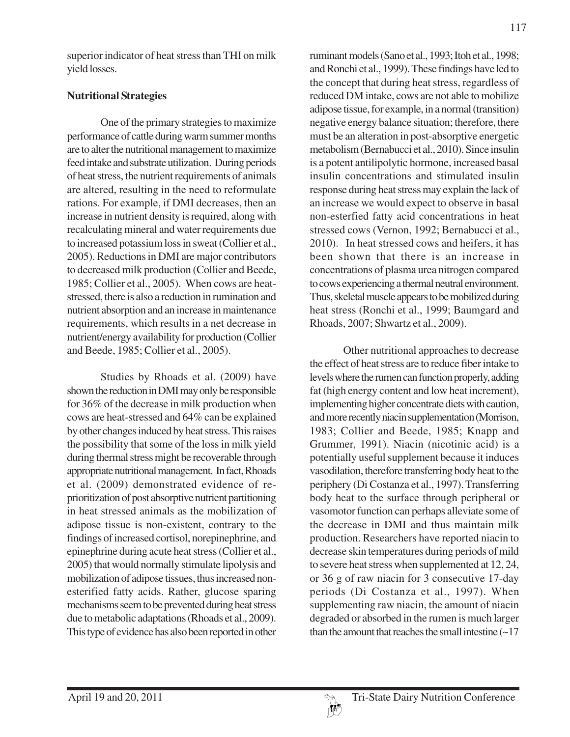superior indicator of heat stress than THI on milk yield losses.

**Nutritional Strategies**

One of the primary strategies to maximize performance of cattle during warm summer months are to alter the nutritional management to maximize feed intake and substrate utilization. During periods of heat stress, the nutrient requirements of animals are altered, resulting in the need to reformulate rations. For example, if DMI decreases, then an increase in nutrient density is required, along with recalculating mineral and water requirements due to increased potassium loss in sweat (Collier et al., 2005). Reductions in DMI are major contributors to decreased milk production (Collier and Beede, 1985; Collier et al., 2005). When cows are heat-stressed, there is also a reduction in rumination and nutrient absorption and an increase in maintenance requirements, which results in a net decrease in nutrient/energy availability for production (Collier and Beede, 1985; Collier et al., 2005).

Studies by Rhoads et al. (2009) have shown the reduction in DMI may only be responsible for 36% of the decrease in milk production when cows are heat-stressed and 64% can be explained by other changes induced by heat stress. This raises the possibility that some of the loss in milk yield during thermal stress might be recoverable through appropriate nutritional management. In fact, Rhoads et al. (2009) demonstrated evidence of re-prioritization of post absorptive nutrient partitioning in heat stressed animals as the mobilization of adipose tissue is non-existent, contrary to the findings of increased cortisol, norepinephrine, and epinephrine during acute heat stress (Collier et al., 2005) that would normally stimulate lipolysis and mobilization of adipose tissues, thus increased non-esterified fatty acids. Rather, glucose sparing mechanisms seem to be prevented during heat stress due to metabolic adaptations (Rhoads et al., 2009). This type of evidence has also been reported in other ruminant models (Sano et al., 1993; Itoh et al., 1998; and Ronchi et al., 1999). These findings have led to the concept that during heat stress, regardless of reduced DM intake, cows are not able to mobilize adipose tissue, for example, in a normal (transition) negative energy balance situation; therefore, there must be an alteration in post-absorptive energetic metabolism (Bernabucci et al., 2010). Since insulin is a potent antilipolytic hormone, increased basal insulin concentrations and stimulated insulin response during heat stress may explain the lack of an increase we would expect to observe in basal non-esterfied fatty acid concentrations in heat stressed cows (Vernon, 1992; Bernabucci et al., 2010). In heat stressed cows and heifers, it has been shown that there is an increase in concentrations of plasma urea nitrogen compared to cows experiencing a thermal neutral environment. Thus, skeletal muscle appears to be mobilized during heat stress (Ronchi et al., 1999; Baumgard and Rhoads, 2007; Shwartz et al., 2009).

Other nutritional approaches to decrease the effect of heat stress are to reduce fiber intake to levels where the rumen can function properly, adding fat (high energy content and low heat increment), implementing higher concentrate diets with caution, and more recently niacin supplementation (Morrison, 1983; Collier and Beede, 1985; Knapp and Grummer, 1991). Niacin (nicotinic acid) is a potentially useful supplement because it induces vasodilation, therefore transferring body heat to the periphery (Di Costanza et al., 1997). Transferring body heat to the surface through peripheral or vasomotor function can perhaps alleviate some of the decrease in DMI and thus maintain milk production. Researchers have reported niacin to decrease skin temperatures during periods of mild to severe heat stress when supplemented at 12, 24, or 36 g of raw niacin for 3 consecutive 17-day periods (Di Costanza et al., 1997). When supplementing raw niacin, the amount of niacin degraded or absorbed in the rumen is much larger than the amount that reaches the small intestine (~17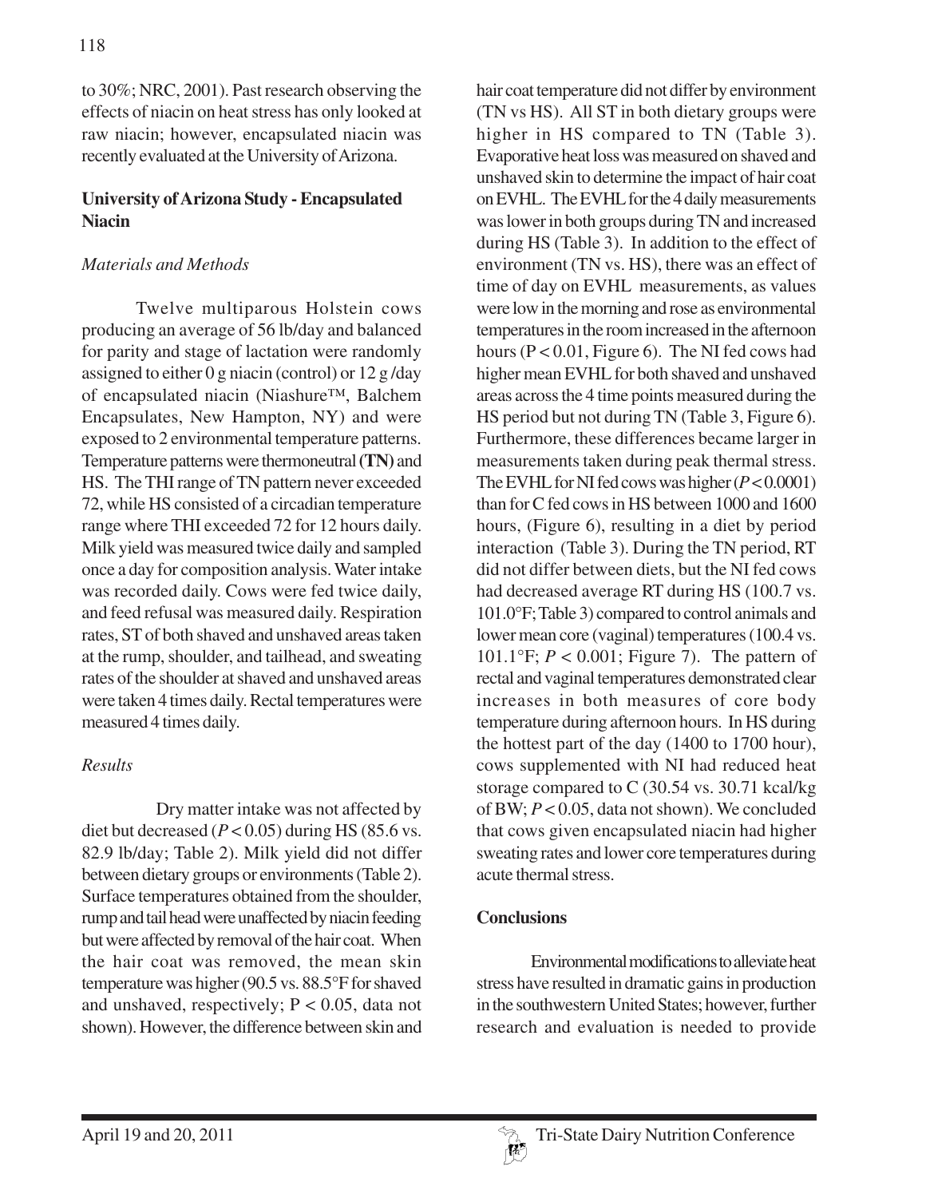to 30%; NRC, 2001). Past research observing the effects of niacin on heat stress has only looked at raw niacin; however, encapsulated niacin was recently evaluated at the University of Arizona.

## University of Arizona Study - Encapsulated Niacin

### *Materials and Methods*

Twelve multiparous Holstein cows producing an average of 56 lb/day and balanced for parity and stage of lactation were randomly assigned to either 0 g niacin (control) or 12 g /day of encapsulated niacin (Niashure™, Balchem Encapsulates, New Hampton, NY) and were exposed to 2 environmental temperature patterns. Temperature patterns were thermoneutral **(TN)** and HS. The THI range of TN pattern never exceeded 72, while HS consisted of a circadian temperature range where THI exceeded 72 for 12 hours daily. Milk yield was measured twice daily and sampled once a day for composition analysis. Water intake was recorded daily. Cows were fed twice daily, and feed refusal was measured daily. Respiration rates, ST of both shaved and unshaved areas taken at the rump, shoulder, and tailhead, and sweating rates of the shoulder at shaved and unshaved areas were taken 4 times daily. Rectal temperatures were measured 4 times daily.

### *Results*

Dry matter intake was not affected by diet but decreased ($P < 0.05$) during HS (85.6 vs. 82.9 lb/day; Table 2). Milk yield did not differ between dietary groups or environments (Table 2). Surface temperatures obtained from the shoulder, rump and tail head were unaffected by niacin feeding but were affected by removal of the hair coat. When the hair coat was removed, the mean skin temperature was higher (90.5 vs. 88.5°F for shaved and unshaved, respectively; $P < 0.05$, data not shown). However, the difference between skin and hair coat temperature did not differ by environment (TN vs HS). All ST in both dietary groups were higher in HS compared to TN (Table 3). Evaporative heat loss was measured on shaved and unshaved skin to determine the impact of hair coat on EVHL. The EVHL for the 4 daily measurements was lower in both groups during TN and increased during HS (Table 3). In addition to the effect of environment (TN vs. HS), there was an effect of time of day on EVHL measurements, as values were low in the morning and rose as environmental temperatures in the room increased in the afternoon hours ($P < 0.01$, Figure 6). The NI fed cows had higher mean EVHL for both shaved and unshaved areas across the 4 time points measured during the HS period but not during TN (Table 3, Figure 6). Furthermore, these differences became larger in measurements taken during peak thermal stress. The EVHL for NI fed cows was higher ($P < 0.0001$) than for C fed cows in HS between 1000 and 1600 hours, (Figure 6), resulting in a diet by period interaction (Table 3). During the TN period, RT did not differ between diets, but the NI fed cows had decreased average RT during HS (100.7 vs. 101.0°F; Table 3) compared to control animals and lower mean core (vaginal) temperatures (100.4 vs. 101.1°F; $P < 0.001$; Figure 7). The pattern of rectal and vaginal temperatures demonstrated clear increases in both measures of core body temperature during afternoon hours. In HS during the hottest part of the day (1400 to 1700 hour), cows supplemented with NI had reduced heat storage compared to C (30.54 vs. 30.71 kcal/kg of BW; $P < 0.05$, data not shown). We concluded that cows given encapsulated niacin had higher sweating rates and lower core temperatures during acute thermal stress.

## Conclusions

Environmental modifications to alleviate heat stress have resulted in dramatic gains in production in the southwestern United States; however, further research and evaluation is needed to provide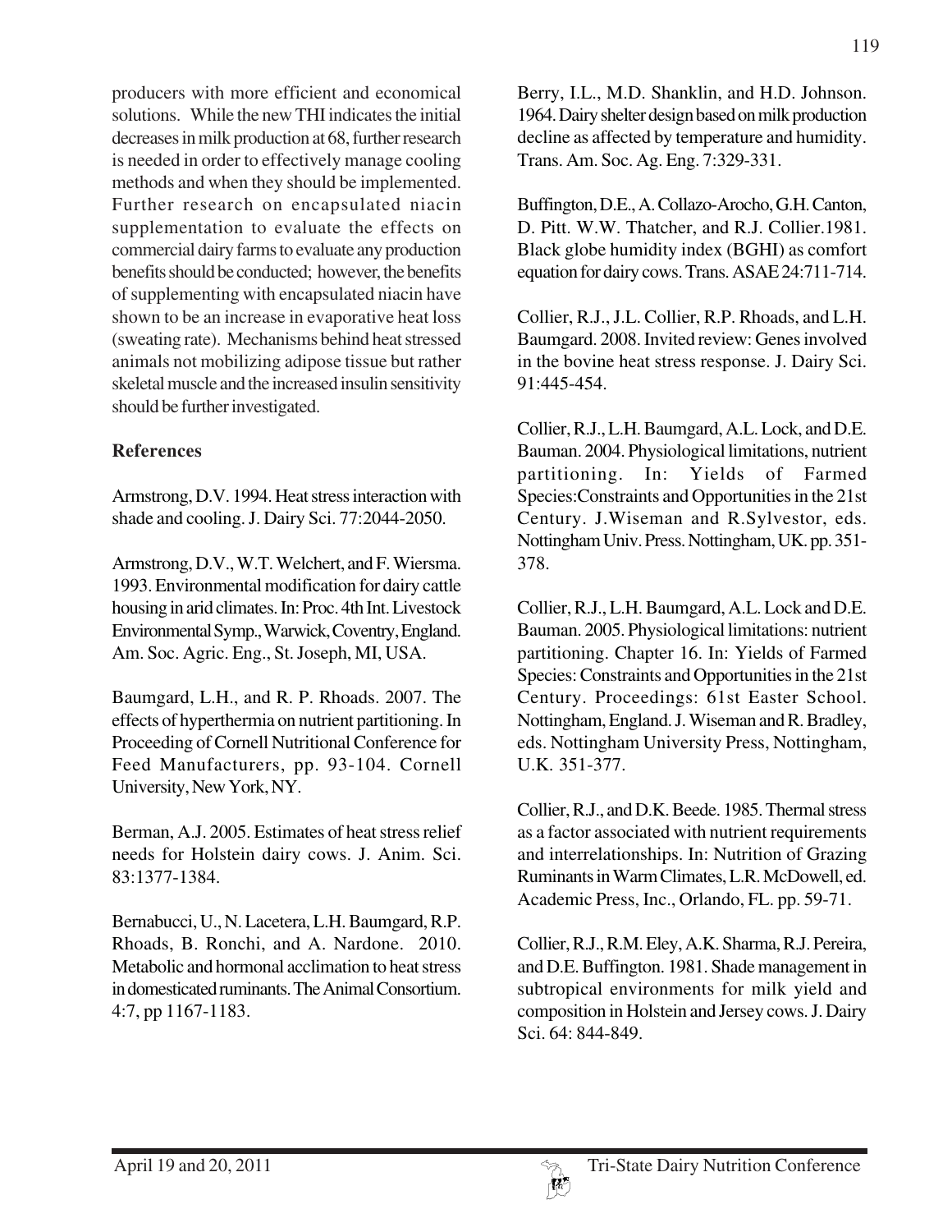producers with more efficient and economical solutions. While the new THI indicates the initial decreases in milk production at 68, further research is needed in order to effectively manage cooling methods and when they should be implemented. Further research on encapsulated niacin supplementation to evaluate the effects on commercial dairy farms to evaluate any production benefits should be conducted; however, the benefits of supplementing with encapsulated niacin have shown to be an increase in evaporative heat loss (sweating rate). Mechanisms behind heat stressed animals not mobilizing adipose tissue but rather skeletal muscle and the increased insulin sensitivity should be further investigated.

## References

Armstrong, D.V. 1994. Heat stress interaction with shade and cooling. J. Dairy Sci. 77:2044-2050.

Armstrong, D.V., W.T. Welchert, and F. Wiersma. 1993. Environmental modification for dairy cattle housing in arid climates. In: Proc. 4th Int. Livestock Environmental Symp., Warwick, Coventry, England. Am. Soc. Agric. Eng., St. Joseph, MI, USA.

Baumgard, L.H., and R. P. Rhoads. 2007. The effects of hyperthermia on nutrient partitioning. In Proceeding of Cornell Nutritional Conference for Feed Manufacturers, pp. 93-104. Cornell University, New York, NY.

Berman, A.J. 2005. Estimates of heat stress relief needs for Holstein dairy cows. J. Anim. Sci. 83:1377-1384.

Bernabucci, U., N. Lacetera, L.H. Baumgard, R.P. Rhoads, B. Ronchi, and A. Nardone. 2010. Metabolic and hormonal acclimation to heat stress in domesticated ruminants. The Animal Consortium. 4:7, pp 1167-1183.

Berry, I.L., M.D. Shanklin, and H.D. Johnson. 1964. Dairy shelter design based on milk production decline as affected by temperature and humidity. Trans. Am. Soc. Ag. Eng. 7:329-331.

Buffington, D.E., A. Collazo-Arocho, G.H. Canton, D. Pitt. W.W. Thatcher, and R.J. Collier.1981. Black globe humidity index (BGHI) as comfort equation for dairy cows. Trans. ASAE 24:711-714.

Collier, R.J., J.L. Collier, R.P. Rhoads, and L.H. Baumgard. 2008. Invited review: Genes involved in the bovine heat stress response. J. Dairy Sci. 91:445-454.

Collier, R.J., L.H. Baumgard, A.L. Lock, and D.E. Bauman. 2004. Physiological limitations, nutrient partitioning. In: Yields of Farmed Species:Constraints and Opportunities in the 21st Century. J.Wiseman and R.Sylvestor, eds. Nottingham Univ. Press. Nottingham, UK. pp. 351-378.

Collier, R.J., L.H. Baumgard, A.L. Lock and D.E. Bauman. 2005. Physiological limitations: nutrient partitioning. Chapter 16. In: Yields of Farmed Species: Constraints and Opportunities in the 21st Century. Proceedings: 61st Easter School. Nottingham, England. J. Wiseman and R. Bradley, eds. Nottingham University Press, Nottingham, U.K. 351-377.

Collier, R.J., and D.K. Beede. 1985. Thermal stress as a factor associated with nutrient requirements and interrelationships. In: Nutrition of Grazing Ruminants in Warm Climates, L.R. McDowell, ed. Academic Press, Inc., Orlando, FL. pp. 59-71.

Collier, R.J., R.M. Eley, A.K. Sharma, R.J. Pereira, and D.E. Buffington. 1981. Shade management in subtropical environments for milk yield and composition in Holstein and Jersey cows. J. Dairy Sci. 64: 844-849.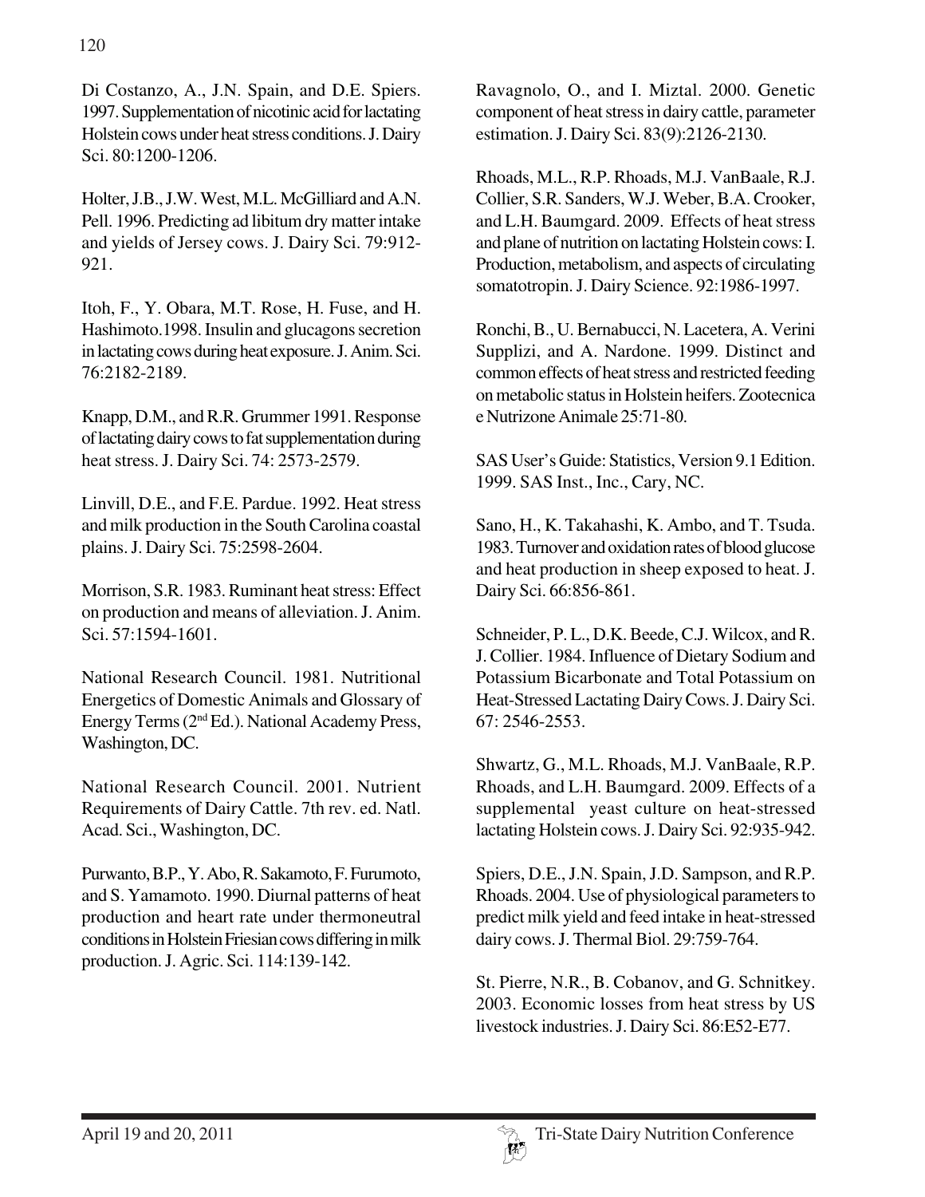Di Costanzo, A., J.N. Spain, and D.E. Spiers. 1997. Supplementation of nicotinic acid for lactating Holstein cows under heat stress conditions. J. Dairy Sci. 80:1200-1206.

Holter, J.B., J.W. West, M.L. McGilliard and A.N. Pell. 1996. Predicting ad libitum dry matter intake and yields of Jersey cows. J. Dairy Sci. 79:912-921.

Itoh, F., Y. Obara, M.T. Rose, H. Fuse, and H. Hashimoto.1998. Insulin and glucagons secretion in lactating cows during heat exposure. J. Anim. Sci. 76:2182-2189.

Knapp, D.M., and R.R. Grummer 1991. Response of lactating dairy cows to fat supplementation during heat stress. J. Dairy Sci. 74: 2573-2579.

Linvill, D.E., and F.E. Pardue. 1992. Heat stress and milk production in the South Carolina coastal plains. J. Dairy Sci. 75:2598-2604.

Morrison, S.R. 1983. Ruminant heat stress: Effect on production and means of alleviation. J. Anim. Sci. 57:1594-1601.

National Research Council. 1981. Nutritional Energetics of Domestic Animals and Glossary of Energy Terms (2nd Ed.). National Academy Press, Washington, DC.

National Research Council. 2001. Nutrient Requirements of Dairy Cattle. 7th rev. ed. Natl. Acad. Sci., Washington, DC.

Purwanto, B.P., Y. Abo, R. Sakamoto, F. Furumoto, and S. Yamamoto. 1990. Diurnal patterns of heat production and heart rate under thermoneutral conditions in Holstein Friesian cows differing in milk production. J. Agric. Sci. 114:139-142.

Ravagnolo, O., and I. Miztal. 2000. Genetic component of heat stress in dairy cattle, parameter estimation. J. Dairy Sci. 83(9):2126-2130.

Rhoads, M.L., R.P. Rhoads, M.J. VanBaale, R.J. Collier, S.R. Sanders, W.J. Weber, B.A. Crooker, and L.H. Baumgard. 2009. Effects of heat stress and plane of nutrition on lactating Holstein cows: I. Production, metabolism, and aspects of circulating somatotropin. J. Dairy Science. 92:1986-1997.

Ronchi, B., U. Bernabucci, N. Lacetera, A. Verini Supplizi, and A. Nardone. 1999. Distinct and common effects of heat stress and restricted feeding on metabolic status in Holstein heifers. Zootecnica e Nutrizone Animale 25:71-80.

SAS User's Guide: Statistics, Version 9.1 Edition. 1999. SAS Inst., Inc., Cary, NC.

Sano, H., K. Takahashi, K. Ambo, and T. Tsuda. 1983. Turnover and oxidation rates of blood glucose and heat production in sheep exposed to heat. J. Dairy Sci. 66:856-861.

Schneider, P. L., D.K. Beede, C.J. Wilcox, and R. J. Collier. 1984. Influence of Dietary Sodium and Potassium Bicarbonate and Total Potassium on Heat-Stressed Lactating Dairy Cows. J. Dairy Sci. 67: 2546-2553.

Shwartz, G., M.L. Rhoads, M.J. VanBaale, R.P. Rhoads, and L.H. Baumgard. 2009. Effects of a supplemental yeast culture on heat-stressed lactating Holstein cows. J. Dairy Sci. 92:935-942.

Spiers, D.E., J.N. Spain, J.D. Sampson, and R.P. Rhoads. 2004. Use of physiological parameters to predict milk yield and feed intake in heat-stressed dairy cows. J. Thermal Biol. 29:759-764.

St. Pierre, N.R., B. Cobanov, and G. Schnitkey. 2003. Economic losses from heat stress by US livestock industries. J. Dairy Sci. 86:E52-E77.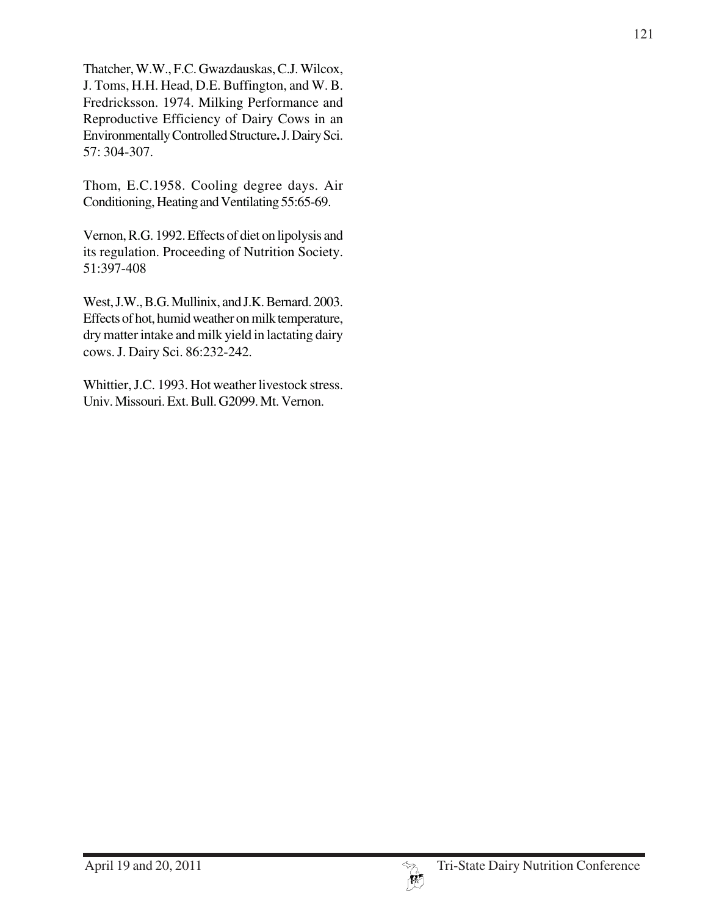Thatcher, W.W., F.C. Gwazdauskas, C.J. Wilcox, J. Toms, H.H. Head, D.E. Buffington, and W. B. Fredricksson. 1974. Milking Performance and Reproductive Efficiency of Dairy Cows in an Environmentally Controlled Structure**.** J. Dairy Sci. 57: 304-307.

Thom, E.C.1958. Cooling degree days. Air Conditioning, Heating and Ventilating 55:65-69.

Vernon, R.G. 1992. Effects of diet on lipolysis and its regulation. Proceeding of Nutrition Society. 51:397-408

West, J.W., B.G. Mullinix, and J.K. Bernard. 2003. Effects of hot, humid weather on milk temperature, dry matter intake and milk yield in lactating dairy cows. J. Dairy Sci. 86:232-242.

Whittier, J.C. 1993. Hot weather livestock stress. Univ. Missouri. Ext. Bull. G2099. Mt. Vernon.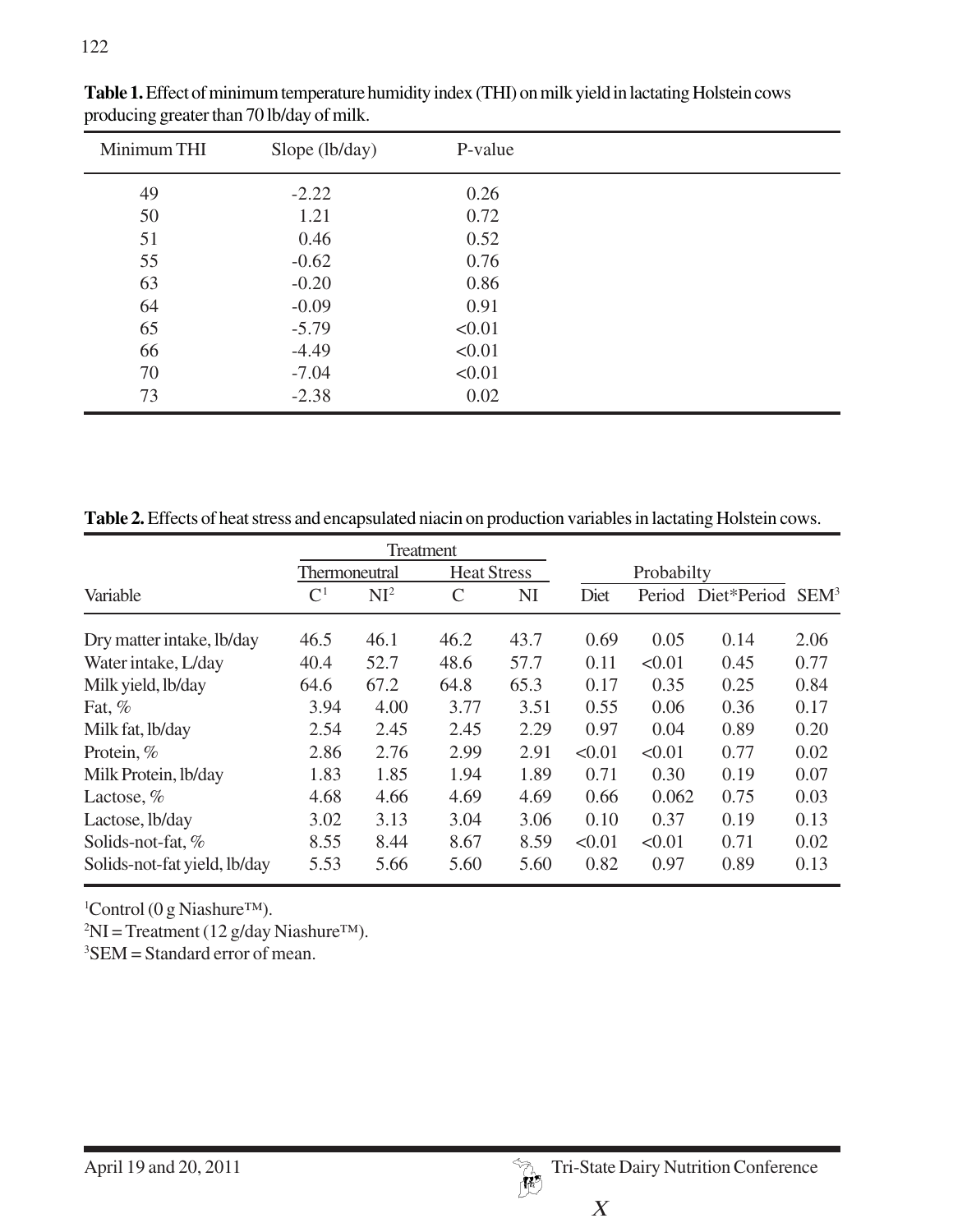**Table 1.** Effect of minimum temperature humidity index (THI) on milk yield in lactating Holstein cows producing greater than 70 lb/day of milk.

| Minimum THI | Slope (lb/day) | P-value |
|---|---|---|
| 49 | -2.22 | 0.26 |
| 50 | 1.21 | 0.72 |
| 51 | 0.46 | 0.52 |
| 55 | -0.62 | 0.76 |
| 63 | -0.20 | 0.86 |
| 64 | -0.09 | 0.91 |
| 65 | -5.79 | <0.01 |
| 66 | -4.49 | <0.01 |
| 70 | -7.04 | <0.01 |
| 73 | -2.38 | 0.02 |

**Table 2.** Effects of heat stress and encapsulated niacin on production variables in lactating Holstein cows.

| | Treatment | | | | | | | |
|---|---|---|---|---|---|---|---|---|
| | Thermoneutral | | Heat Stress | | Probabilty | | | |
| Variable | C[1] | NI[2] | C | NI | Diet | Period | Diet*Period | SEM[3] |
| Dry matter intake, lb/day | 46.5 | 46.1 | 46.2 | 43.7 | 0.69 | 0.05 | 0.14 | 2.06 |
| Water intake, L/day | 40.4 | 52.7 | 48.6 | 57.7 | 0.11 | <0.01 | 0.45 | 0.77 |
| Milk yield, lb/day | 64.6 | 67.2 | 64.8 | 65.3 | 0.17 | 0.35 | 0.25 | 0.84 |
| Fat, % | 3.94 | 4.00 | 3.77 | 3.51 | 0.55 | 0.06 | 0.36 | 0.17 |
| Milk fat, lb/day | 2.54 | 2.45 | 2.45 | 2.29 | 0.97 | 0.04 | 0.89 | 0.20 |
| Protein, % | 2.86 | 2.76 | 2.99 | 2.91 | <0.01 | <0.01 | 0.77 | 0.02 |
| Milk Protein, lb/day | 1.83 | 1.85 | 1.94 | 1.89 | 0.71 | 0.30 | 0.19 | 0.07 |
| Lactose, % | 4.68 | 4.66 | 4.69 | 4.69 | 0.66 | 0.062 | 0.75 | 0.03 |
| Lactose, lb/day | 3.02 | 3.13 | 3.04 | 3.06 | 0.10 | 0.37 | 0.19 | 0.13 |
| Solids-not-fat, % | 8.55 | 8.44 | 8.67 | 8.59 | <0.01 | <0.01 | 0.71 | 0.02 |
| Solids-not-fat yield, lb/day | 5.53 | 5.66 | 5.60 | 5.60 | 0.82 | 0.97 | 0.89 | 0.13 |

[1]Control (0 g Niashure™).
[2]NI = Treatment (12 g/day Niashure™).
[3]SEM = Standard error of mean.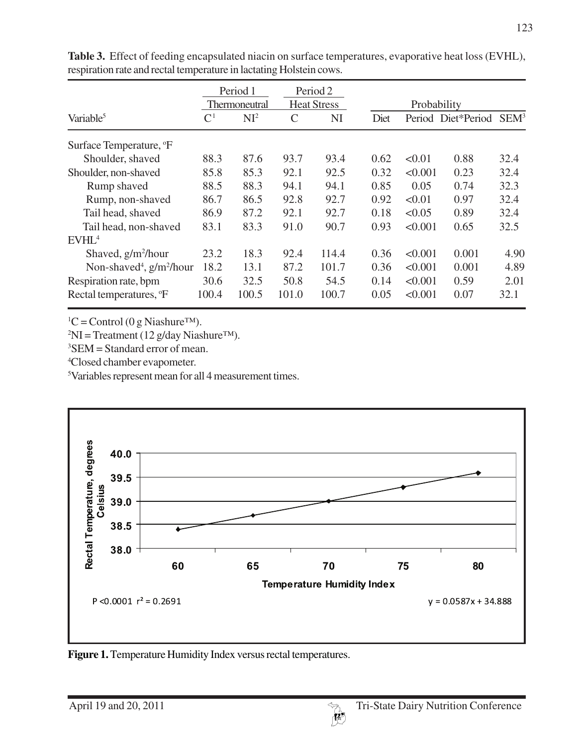**Table 3.** Effect of feeding encapsulated niacin on surface temperatures, evaporative heat loss (EVHL), respiration rate and rectal temperature in lactating Holstein cows.

| | Period 1 Thermoneutral | | Period 2 Heat Stress | | Probability | | | |
|---|---|---|---|---|---|---|---|---|
| Variable[5] | C[1] | NI[2] | C | NI | Diet | Period | Diet*Period | SEM[3] |
| Surface Temperature, °F | | | | | | | | |
| Shoulder, shaved | 88.3 | 87.6 | 93.7 | 93.4 | 0.62 | <0.01 | 0.88 | 32.4 |
| Shoulder, non-shaved | 85.8 | 85.3 | 92.1 | 92.5 | 0.32 | <0.001 | 0.23 | 32.4 |
| Rump shaved | 88.5 | 88.3 | 94.1 | 94.1 | 0.85 | 0.05 | 0.74 | 32.3 |
| Rump, non-shaved | 86.7 | 86.5 | 92.8 | 92.7 | 0.92 | <0.01 | 0.97 | 32.4 |
| Tail head, shaved | 86.9 | 87.2 | 92.1 | 92.7 | 0.18 | <0.05 | 0.89 | 32.4 |
| Tail head, non-shaved | 83.1 | 83.3 | 91.0 | 90.7 | 0.93 | <0.001 | 0.65 | 32.5 |
| EVHL[4] | | | | | | | | |
| Shaved, g/m$^2$/hour | 23.2 | 18.3 | 92.4 | 114.4 | 0.36 | <0.001 | 0.001 | 4.90 |
| Non-shaved[4], g/m$^2$/hour | 18.2 | 13.1 | 87.2 | 101.7 | 0.36 | <0.001 | 0.001 | 4.89 |
| Respiration rate, bpm | 30.6 | 32.5 | 50.8 | 54.5 | 0.14 | <0.001 | 0.59 | 2.01 |
| Rectal temperatures, °F | 100.4 | 100.5 | 101.0 | 100.7 | 0.05 | <0.001 | 0.07 | 32.1 |

[1]C = Control (0 g Niashure™).
[2]NI = Treatment (12 g/day Niashure™).
[3]SEM = Standard error of mean.
[4]Closed chamber evapometer.
[5]Variables represent mean for all 4 measurement times.

**Figure 1.** Temperature Humidity Index versus rectal temperatures.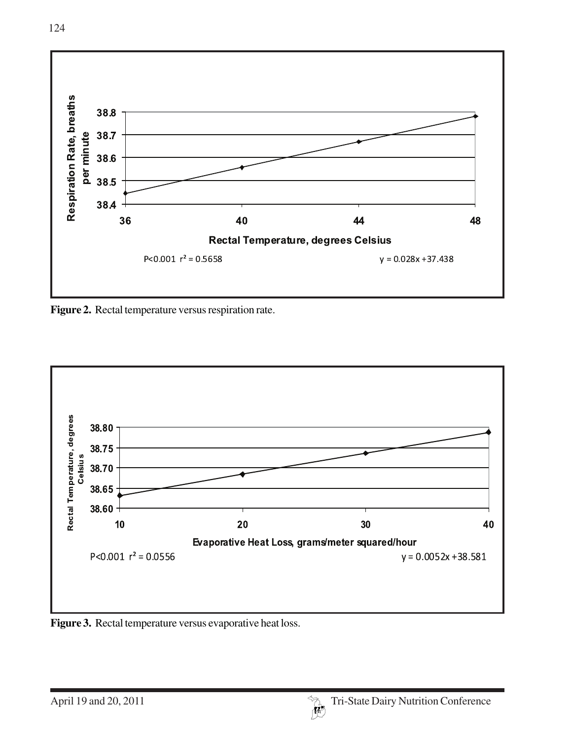Respiration Rate, breaths per minute

| | |
|---|---|
| 38.8 | |
| 38.7 | |
| 38.6 | |
| 38.5 | |
| 38.4 | |

Rectal Temperature, degrees Celsius: 36, 40, 44, 48

P<0.001 $r^2$ = 0.5658 y = 0.028x +37.438

**Figure 2.** Rectal temperature versus respiration rate.

Rectal Temperature, degrees Celsius: 38.60, 38.65, 38.70, 38.75, 38.80

Evaporative Heat Loss, grams/meter squared/hour: 10, 20, 30, 40

P<0.001 $r^2$ = 0.0556 y = 0.0052x +38.581

**Figure 3.** Rectal temperature versus evaporative heat loss.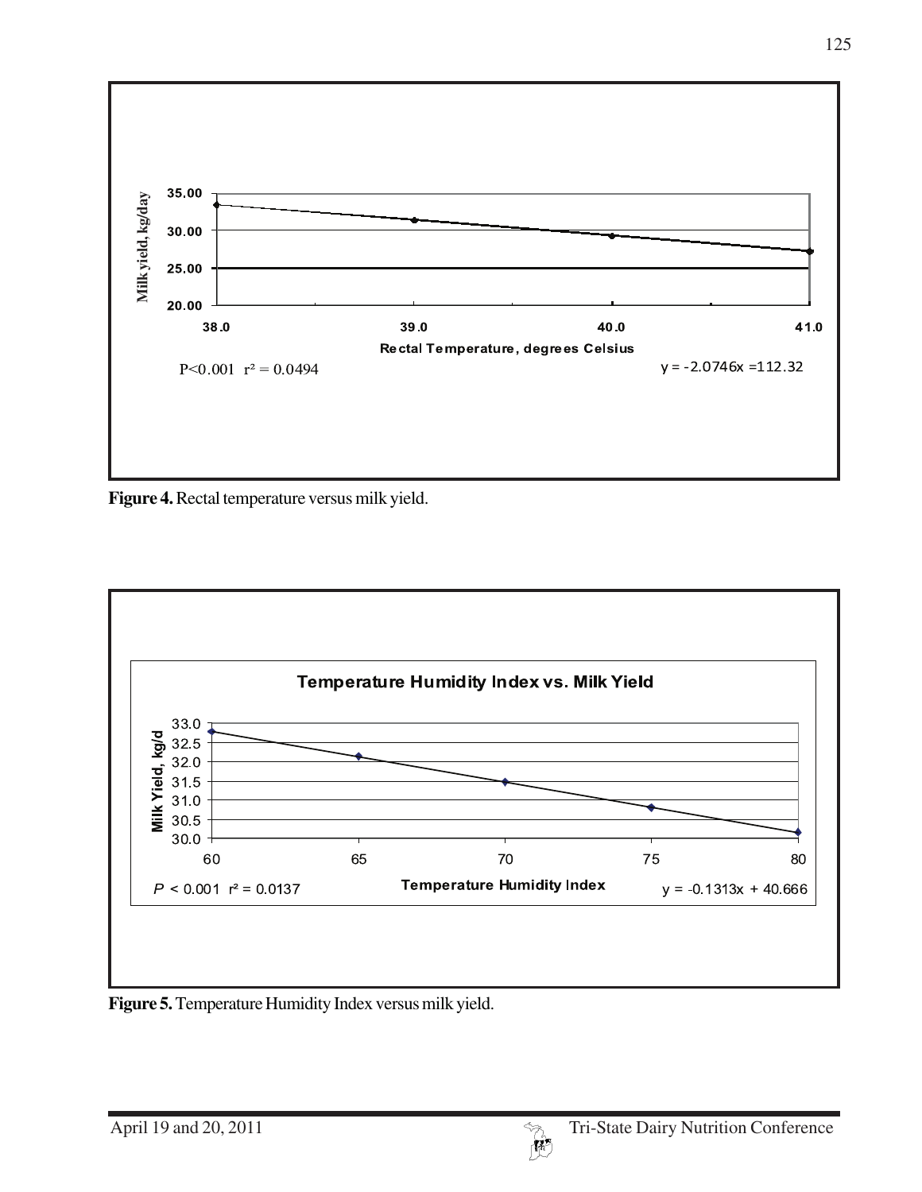Figure 4. Rectangle temperature versus milk yield.

**Figure 4.** Rectal temperature versus milk yield.

**Figure 5.** Temperature Humidity Index versus milk yield.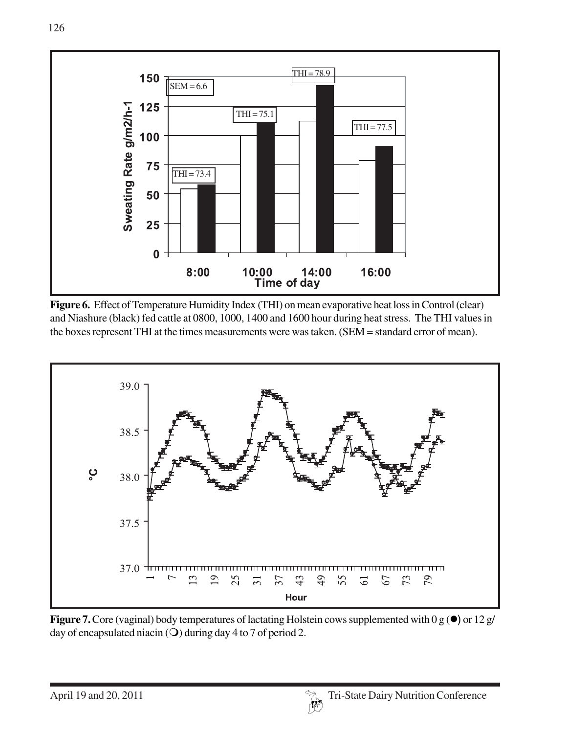150
SEM = 6.6
THI = 78.9
125
THI = 75.1
THI = 77.5
100
Sweating Rate g/m2/h-1
75
THI = 73.4
50
25
0
8:00
10:00
14:00
16:00
Time of day

**Figure 6.** Effect of Temperature Humidity Index (THI) on mean evaporative heat loss in Control (clear) and Niashure (black) fed cattle at 0800, 1000, 1400 and 1600 hour during heat stress. The THI values in the boxes represent THI at the times measurements were was taken. (SEM = standard error of mean).

39.0
38.5
°C
38.0
37.5
37.0
1
7
13
19
25
31
37
43
49
55
61
67
73
79
Hour

**Figure 7.** Core (vaginal) body temperatures of lactating Holstein cows supplemented with 0 g (●) or 12 g/day of encapsulated niacin (○) during day 4 to 7 of period 2.